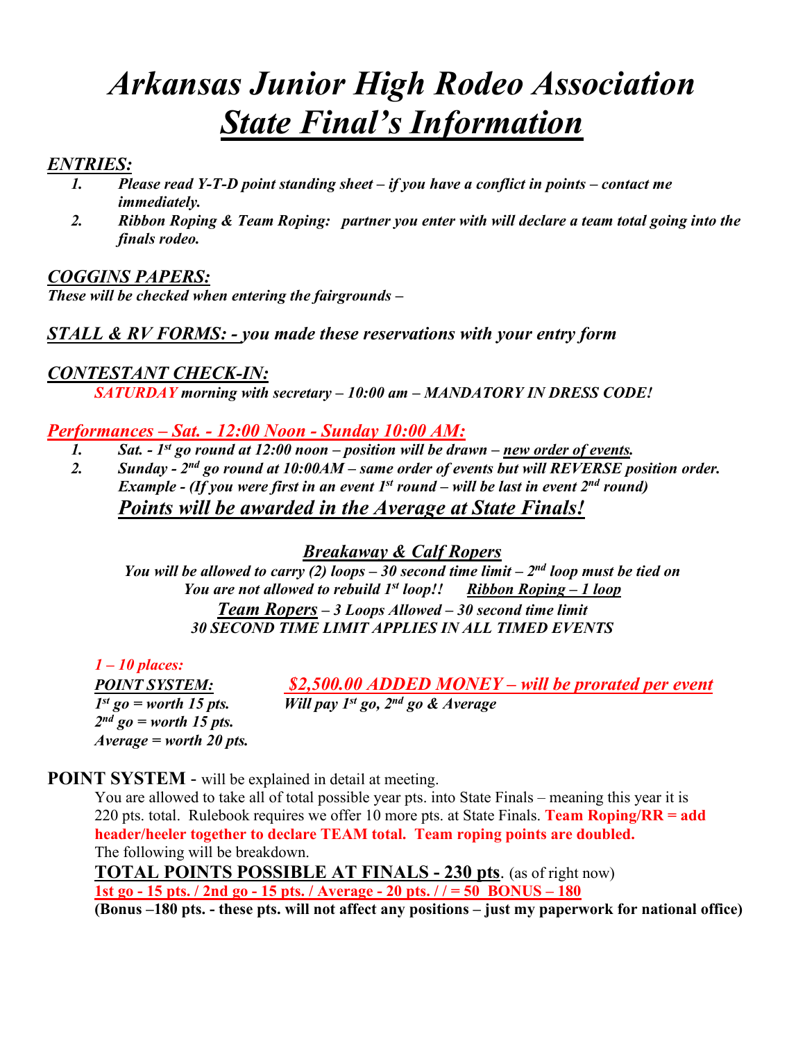# *Arkansas Junior High Rodeo Association*
# ***State Final's Information***

***ENTRIES:***

1. ***Please read Y-T-D point standing sheet – if you have a conflict in points – contact me immediately.***
2. ***Ribbon Roping & Team Roping: partner you enter with will declare a team total going into the finals rodeo.***

***COGGINS PAPERS:***
***These will be checked when entering the fairgrounds –***

***STALL & RV FORMS: - you made these reservations with your entry form***

***CONTESTANT CHECK-IN:***
***SATURDAY morning with secretary – 10:00 am – MANDATORY IN DRESS CODE!***

***Performances – Sat. - 12:00 Noon - Sunday 10:00 AM:***

1. ***Sat. - 1st go round at 12:00 noon – position will be drawn – new order of events.***
2. ***Sunday - 2nd go round at 10:00AM – same order of events but will REVERSE position order. Example - (If you were first in an event 1st round – will be last in event 2nd round)***

***Points will be awarded in the Average at State Finals!***

***Breakaway & Calf Ropers***
***You will be allowed to carry (2) loops – 30 second time limit – 2nd loop must be tied on***
***You are not allowed to rebuild 1st loop!!*** ***Ribbon Roping – 1 loop***
***Team Ropers – 3 Loops Allowed – 30 second time limit***
***30 SECOND TIME LIMIT APPLIES IN ALL TIMED EVENTS***

***1 – 10 places:***
***POINT SYSTEM:***
***1st go = worth 15 pts.***
***2nd go = worth 15 pts.***
***Average = worth 20 pts.***

***$2,500.00 ADDED MONEY – will be prorated per event***
***Will pay 1st go, 2nd go & Average***

**POINT SYSTEM** - will be explained in detail at meeting.
You are allowed to take all of total possible year pts. into State Finals – meaning this year it is 220 pts. total. Rulebook requires we offer 10 more pts. at State Finals. **Team Roping/RR = add header/heeler together to declare TEAM total. Team roping points are doubled.**
The following will be breakdown.

**TOTAL POINTS POSSIBLE AT FINALS - 230 pts**. (as of right now)
**1st go - 15 pts. / 2nd go - 15 pts. / Average - 20 pts. / / = 50 BONUS – 180**
**(Bonus –180 pts. - these pts. will not affect any positions – just my paperwork for national office)**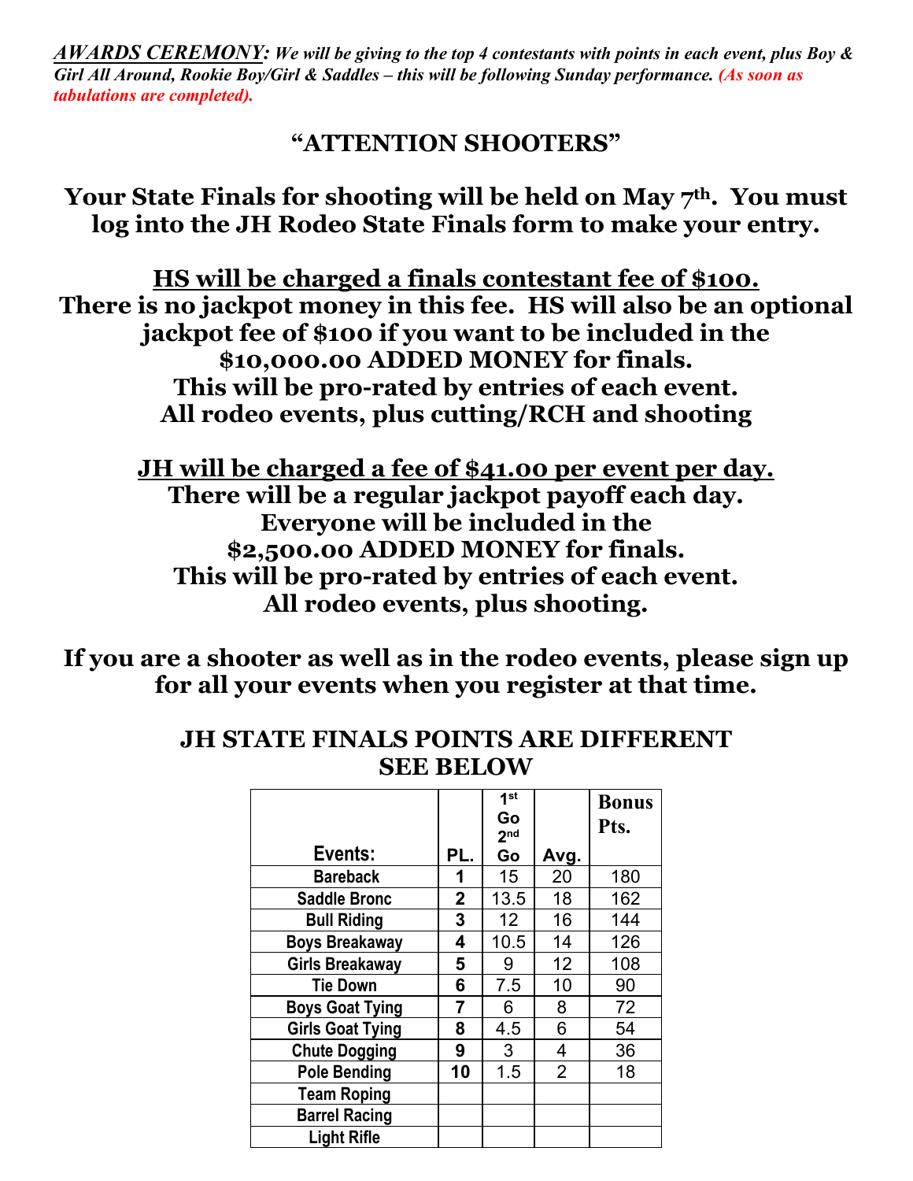***AWARDS CEREMONY*: We will be giving to the top 4 contestants with points in each event, plus Boy & Girl All Around, Rookie Boy/Girl & Saddles – this will be following Sunday performance. (As soon as tabulations are completed).**

## "ATTENTION SHOOTERS"

**Your State Finals for shooting will be held on May 7th. You must log into the JH Rodeo State Finals form to make your entry.**

**<u>HS will be charged a finals contestant fee of $100.</u>**
**There is no jackpot money in this fee. HS will also be an optional jackpot fee of $100 if you want to be included in the $10,000.00 ADDED MONEY for finals.**
**This will be pro-rated by entries of each event.**
**All rodeo events, plus cutting/RCH and shooting**

**<u>JH will be charged a fee of $41.00 per event per day.</u>**
**There will be a regular jackpot payoff each day.**
**Everyone will be included in the $2,500.00 ADDED MONEY for finals.**
**This will be pro-rated by entries of each event.**
**All rodeo events, plus shooting.**

**If you are a shooter as well as in the rodeo events, please sign up for all your events when you register at that time.**

## JH STATE FINALS POINTS ARE DIFFERENT SEE BELOW

| Events: | PL. | 1st Go 2nd Go | Avg. | Bonus Pts. |
|---|---|---|---|---|
| Bareback | 1 | 15 | 20 | 180 |
| Saddle Bronc | 2 | 13.5 | 18 | 162 |
| Bull Riding | 3 | 12 | 16 | 144 |
| Boys Breakaway | 4 | 10.5 | 14 | 126 |
| Girls Breakaway | 5 | 9 | 12 | 108 |
| Tie Down | 6 | 7.5 | 10 | 90 |
| Boys Goat Tying | 7 | 6 | 8 | 72 |
| Girls Goat Tying | 8 | 4.5 | 6 | 54 |
| Chute Dogging | 9 | 3 | 4 | 36 |
| Pole Bending | 10 | 1.5 | 2 | 18 |
| Team Roping | | | | |
| Barrel Racing | | | | |
| Light Rifle | | | | |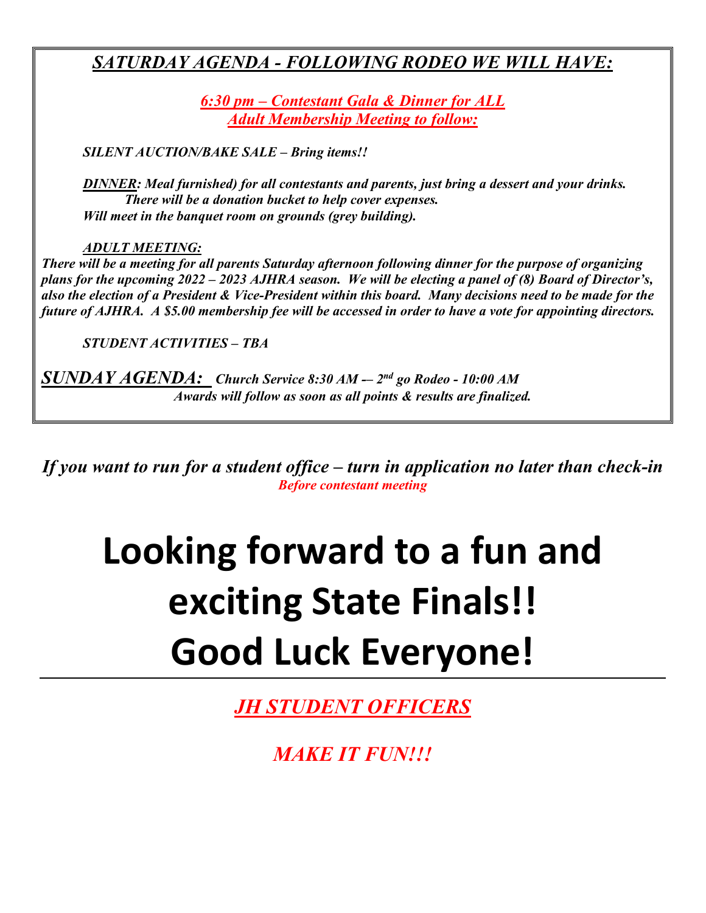## ***SATURDAY AGENDA - FOLLOWING RODEO WE WILL HAVE:***

***6:30 pm – Contestant Gala & Dinner for ALL***
***Adult Membership Meeting to follow:***

***SILENT AUCTION/BAKE SALE – Bring items!!***

***DINNER: Meal furnished) for all contestants and parents, just bring a dessert and your drinks. There will be a donation bucket to help cover expenses.***
***Will meet in the banquet room on grounds (grey building).***

***ADULT MEETING:***
***There will be a meeting for all parents Saturday afternoon following dinner for the purpose of organizing plans for the upcoming 2022 – 2023 AJHRA season. We will be electing a panel of (8) Board of Director's, also the election of a President & Vice-President within this board. Many decisions need to be made for the future of AJHRA. A $5.00 membership fee will be accessed in order to have a vote for appointing directors.***

***STUDENT ACTIVITIES – TBA***

***SUNDAY AGENDA:*** ***Church Service 8:30 AM -– 2nd go Rodeo - 10:00 AM***
***Awards will follow as soon as all points & results are finalized.***

***If you want to run for a student office – turn in application no later than check-in***
***Before contestant meeting***

# **Looking forward to a fun and exciting State Finals!! Good Luck Everyone!**

---

***JH STUDENT OFFICERS***

***MAKE IT FUN!!!***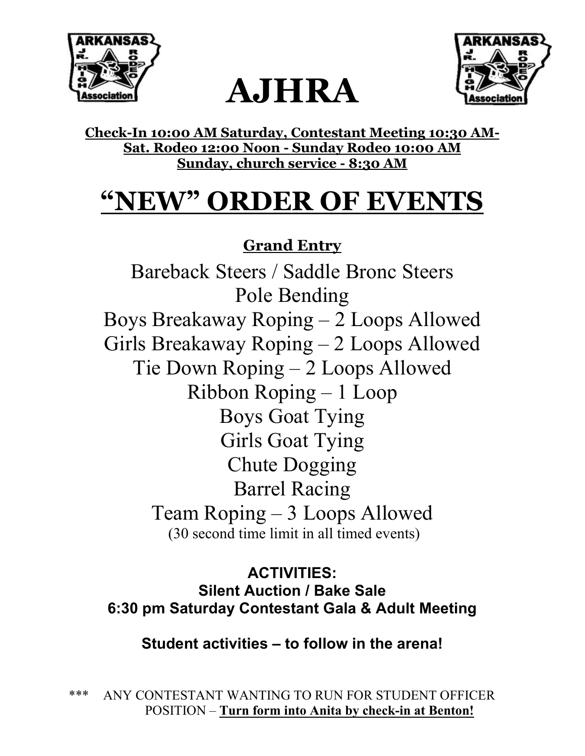# AJHRA

**Check-In 10:00 AM Saturday, Contestant Meeting 10:30 AM-**
**Sat. Rodeo 12:00 Noon - Sunday Rodeo 10:00 AM**
**Sunday, church service - 8:30 AM**

# "NEW" ORDER OF EVENTS

**Grand Entry**

Bareback Steers / Saddle Bronc Steers
Pole Bending
Boys Breakaway Roping – 2 Loops Allowed
Girls Breakaway Roping – 2 Loops Allowed
Tie Down Roping – 2 Loops Allowed
Ribbon Roping – 1 Loop
Boys Goat Tying
Girls Goat Tying
Chute Dogging
Barrel Racing
Team Roping – 3 Loops Allowed
(30 second time limit in all timed events)

**ACTIVITIES:**
**Silent Auction / Bake Sale**
**6:30 pm Saturday Contestant Gala & Adult Meeting**

**Student activities – to follow in the arena!**

*** ANY CONTESTANT WANTING TO RUN FOR STUDENT OFFICER POSITION – **Turn form into Anita by check-in at Benton!**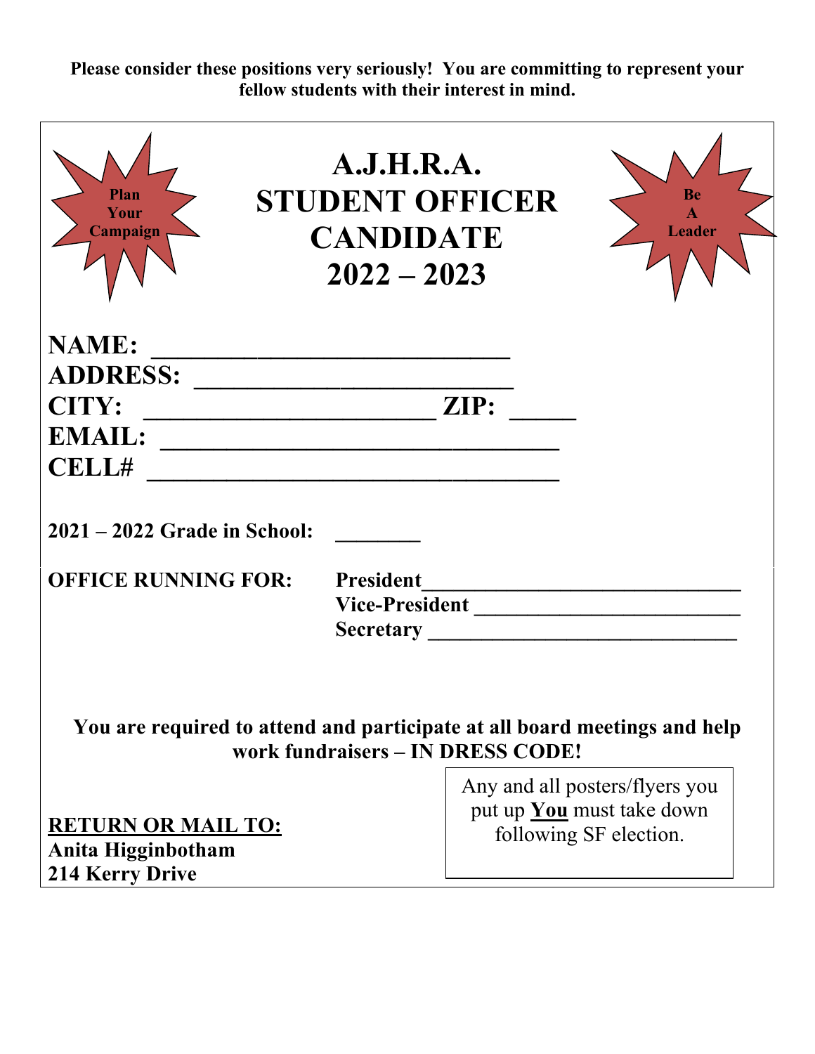**Please consider these positions very seriously! You are committing to represent your fellow students with their interest in mind.**

**Plan Your Campaign**

# A.J.H.R.A.
# STUDENT OFFICER CANDIDATE
# 2022 – 2023

**Be A Leader**

**NAME:** ___________________________

**ADDRESS:** ________________________

**CITY:** ______________________ **ZIP:** _____

**EMAIL:** ______________________________

**CELL#** _______________________________

**2021 – 2022 Grade in School:** ________

**OFFICE RUNNING FOR:**

**President**______________________________

**Vice-President** _________________________

**Secretary** ______________________________

**You are required to attend and participate at all board meetings and help work fundraisers – IN DRESS CODE!**

**RETURN OR MAIL TO:**
**Anita Higginbotham**
**214 Kerry Drive**

Any and all posters/flyers you put up **You** must take down following SF election.